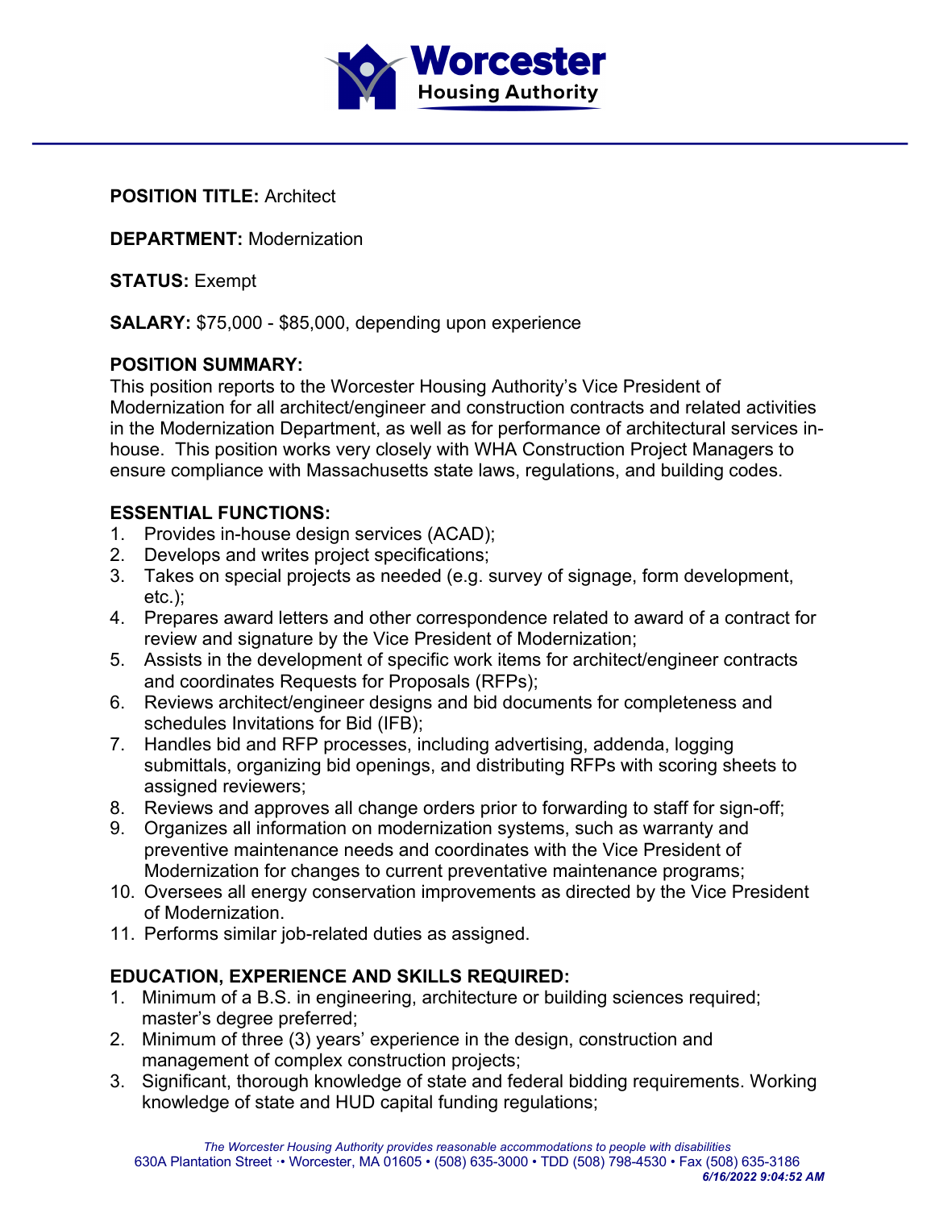**POSITION TITLE:** Architect

**DEPARTMENT:** Modernization

**STATUS:** Exempt

**SALARY:** $75,000 - $85,000, depending upon experience

**POSITION SUMMARY:**
This position reports to the Worcester Housing Authority's Vice President of Modernization for all architect/engineer and construction contracts and related activities in the Modernization Department, as well as for performance of architectural services in-house. This position works very closely with WHA Construction Project Managers to ensure compliance with Massachusetts state laws, regulations, and building codes.

**ESSENTIAL FUNCTIONS:**

1. Provides in-house design services (ACAD);
2. Develops and writes project specifications;
3. Takes on special projects as needed (e.g. survey of signage, form development, etc.);
4. Prepares award letters and other correspondence related to award of a contract for review and signature by the Vice President of Modernization;
5. Assists in the development of specific work items for architect/engineer contracts and coordinates Requests for Proposals (RFPs);
6. Reviews architect/engineer designs and bid documents for completeness and schedules Invitations for Bid (IFB);
7. Handles bid and RFP processes, including advertising, addenda, logging submittals, organizing bid openings, and distributing RFPs with scoring sheets to assigned reviewers;
8. Reviews and approves all change orders prior to forwarding to staff for sign-off;
9. Organizes all information on modernization systems, such as warranty and preventive maintenance needs and coordinates with the Vice President of Modernization for changes to current preventative maintenance programs;
10. Oversees all energy conservation improvements as directed by the Vice President of Modernization.
11. Performs similar job-related duties as assigned.

**EDUCATION, EXPERIENCE AND SKILLS REQUIRED:**

1. Minimum of a B.S. in engineering, architecture or building sciences required; master's degree preferred;
2. Minimum of three (3) years' experience in the design, construction and management of complex construction projects;
3. Significant, thorough knowledge of state and federal bidding requirements. Working knowledge of state and HUD capital funding regulations;

*The Worcester Housing Authority provides reasonable accommodations to people with disabilities*
630A Plantation Street • Worcester, MA 01605 • (508) 635-3000 • TDD (508) 798-4530 • Fax (508) 635-3186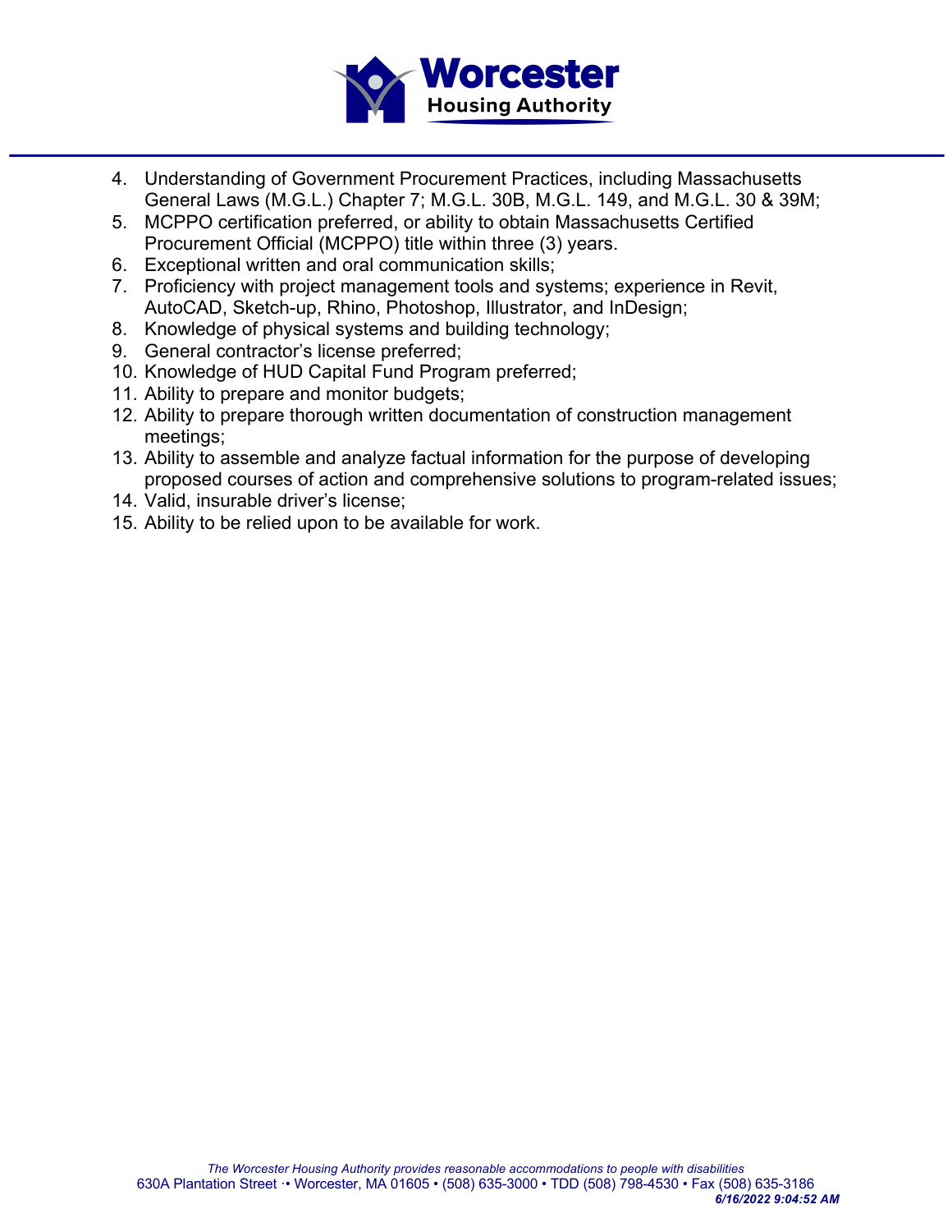4. Understanding of Government Procurement Practices, including Massachusetts General Laws (M.G.L.) Chapter 7; M.G.L. 30B, M.G.L. 149, and M.G.L. 30 & 39M;
5. MCPPO certification preferred, or ability to obtain Massachusetts Certified Procurement Official (MCPPO) title within three (3) years.
6. Exceptional written and oral communication skills;
7. Proficiency with project management tools and systems; experience in Revit, AutoCAD, Sketch-up, Rhino, Photoshop, Illustrator, and InDesign;
8. Knowledge of physical systems and building technology;
9. General contractor's license preferred;
10. Knowledge of HUD Capital Fund Program preferred;
11. Ability to prepare and monitor budgets;
12. Ability to prepare thorough written documentation of construction management meetings;
13. Ability to assemble and analyze factual information for the purpose of developing proposed courses of action and comprehensive solutions to program-related issues;
14. Valid, insurable driver's license;
15. Ability to be relied upon to be available for work.